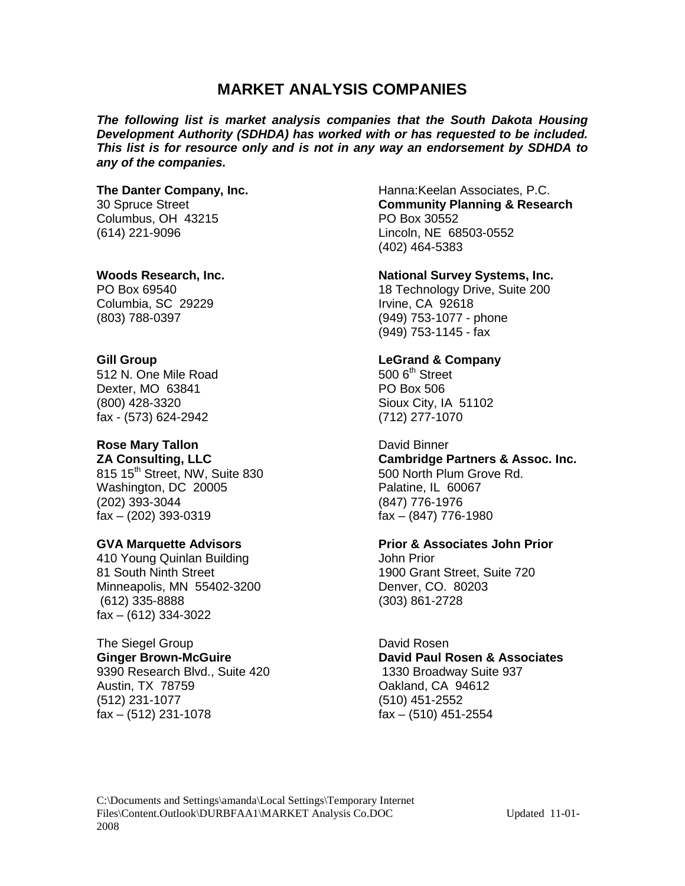# MARKET ANALYSIS COMPANIES

***The following list is market analysis companies that the South Dakota Housing Development Authority (SDHDA) has worked with or has requested to be included. This list is for resource only and is not in any way an endorsement by SDHDA to any of the companies.***

**The Danter Company, Inc.**
30 Spruce Street
Columbus, OH 43215
(614) 221-9096

Hanna:Keelan Associates, P.C.
**Community Planning & Research**
PO Box 30552
Lincoln, NE 68503-0552
(402) 464-5383

**Woods Research, Inc.**
PO Box 69540
Columbia, SC 29229
(803) 788-0397

**National Survey Systems, Inc.**
18 Technology Drive, Suite 200
Irvine, CA 92618
(949) 753-1077 - phone
(949) 753-1145 - fax

**Gill Group**
512 N. One Mile Road
Dexter, MO 63841
(800) 428-3320
fax - (573) 624-2942

**LeGrand & Company**
500 6th Street
PO Box 506
Sioux City, IA 51102
(712) 277-1070

**Rose Mary Tallon**
**ZA Consulting, LLC**
815 15th Street, NW, Suite 830
Washington, DC 20005
(202) 393-3044
fax – (202) 393-0319

David Binner
**Cambridge Partners & Assoc. Inc.**
500 North Plum Grove Rd.
Palatine, IL 60067
(847) 776-1976
fax – (847) 776-1980

**GVA Marquette Advisors**
410 Young Quinlan Building
81 South Ninth Street
Minneapolis, MN 55402-3200
(612) 335-8888
fax – (612) 334-3022

**Prior & Associates John Prior**
John Prior
1900 Grant Street, Suite 720
Denver, CO. 80203
(303) 861-2728

The Siegel Group
**Ginger Brown-McGuire**
9390 Research Blvd., Suite 420
Austin, TX 78759
(512) 231-1077
fax – (512) 231-1078

David Rosen
**David Paul Rosen & Associates**
1330 Broadway Suite 937
Oakland, CA 94612
(510) 451-2552
fax – (510) 451-2554

C:\Documents and Settings\amanda\Local Settings\Temporary Internet Files\Content.Outlook\DURBFAA1\MARKET Analysis Co.DOC Updated 11-01-2008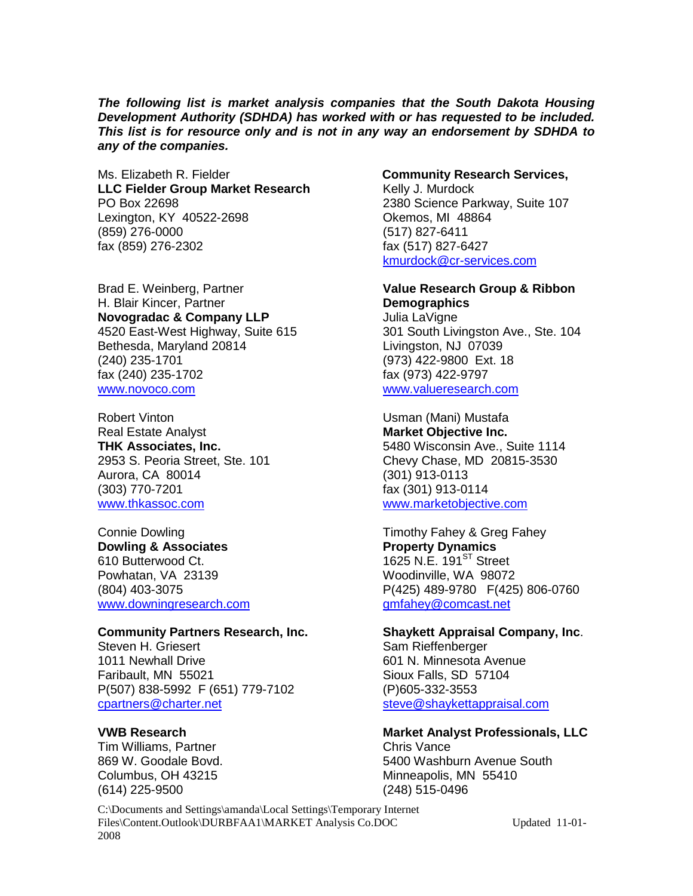***The following list is market analysis companies that the South Dakota Housing Development Authority (SDHDA) has worked with or has requested to be included. This list is for resource only and is not in any way an endorsement by SDHDA to any of the companies.***

Ms. Elizabeth R. Fielder
**LLC Fielder Group Market Research**
PO Box 22698
Lexington, KY 40522-2698
(859) 276-0000
fax (859) 276-2302

Brad E. Weinberg, Partner
H. Blair Kincer, Partner
**Novogradac & Company LLP**
4520 East-West Highway, Suite 615
Bethesda, Maryland 20814
(240) 235-1701
fax (240) 235-1702
www.novoco.com

Robert Vinton
Real Estate Analyst
**THK Associates, Inc.**
2953 S. Peoria Street, Ste. 101
Aurora, CA 80014
(303) 770-7201
www.thkassoc.com

Connie Dowling
**Dowling & Associates**
610 Butterwood Ct.
Powhatan, VA 23139
(804) 403-3075
www.downingresearch.com

**Community Partners Research, Inc.**
Steven H. Griesert
1011 Newhall Drive
Faribault, MN 55021
P(507) 838-5992 F (651) 779-7102
cpartners@charter.net

**VWB Research**
Tim Williams, Partner
869 W. Goodale Bovd.
Columbus, OH 43215
(614) 225-9500

**Community Research Services,**
Kelly J. Murdock
2380 Science Parkway, Suite 107
Okemos, MI 48864
(517) 827-6411
fax (517) 827-6427
kmurdock@cr-services.com

**Value Research Group & Ribbon Demographics**
Julia LaVigne
301 South Livingston Ave., Ste. 104
Livingston, NJ 07039
(973) 422-9800 Ext. 18
fax (973) 422-9797
www.valueresearch.com

Usman (Mani) Mustafa
**Market Objective Inc.**
5480 Wisconsin Ave., Suite 1114
Chevy Chase, MD 20815-3530
(301) 913-0113
fax (301) 913-0114
www.marketobjective.com

Timothy Fahey & Greg Fahey
**Property Dynamics**
1625 N.E. 191ST Street
Woodinville, WA 98072
P(425) 489-9780 F(425) 806-0760
gmfahey@comcast.net

**Shaykett Appraisal Company, Inc**.
Sam Rieffenberger
601 N. Minnesota Avenue
Sioux Falls, SD 57104
(P)605-332-3553
steve@shaykettappraisal.com

**Market Analyst Professionals, LLC**
Chris Vance
5400 Washburn Avenue South
Minneapolis, MN 55410
(248) 515-0496

C:\Documents and Settings\amanda\Local Settings\Temporary Internet Files\Content.Outlook\DURBFAA1\MARKET Analysis Co.DOC Updated 11-01-2008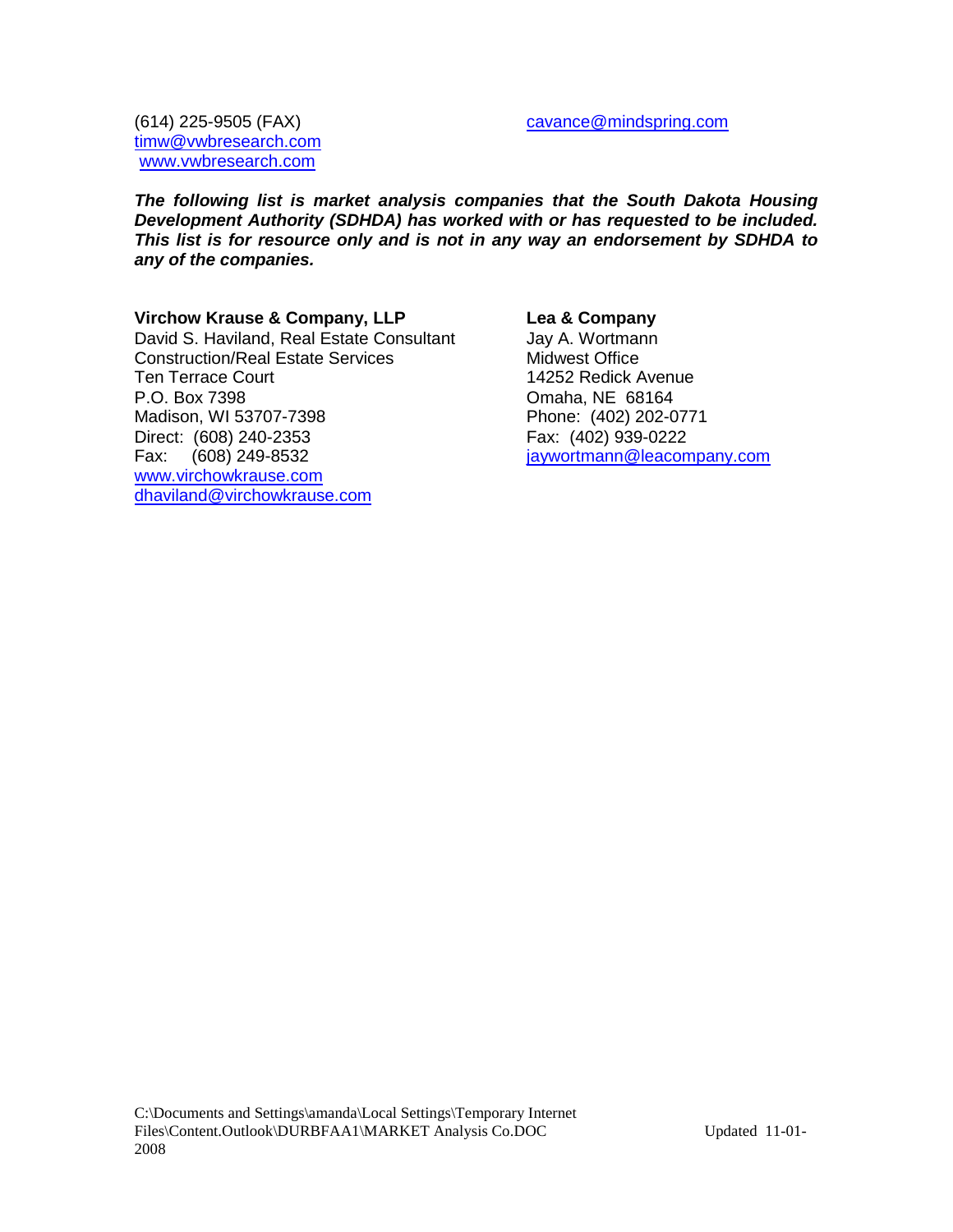(614) 225-9505 (FAX)
timw@vwbresearch.com
www.vwbresearch.com

cavance@mindspring.com

***The following list is market analysis companies that the South Dakota Housing Development Authority (SDHDA) has worked with or has requested to be included. This list is for resource only and is not in any way an endorsement by SDHDA to any of the companies.***

**Virchow Krause & Company, LLP**
David S. Haviland, Real Estate Consultant
Construction/Real Estate Services
Ten Terrace Court
P.O. Box 7398
Madison, WI 53707-7398
Direct: (608) 240-2353
Fax: (608) 249-8532
www.virchowkrause.com
dhaviland@virchowkrause.com

**Lea & Company**
Jay A. Wortmann
Midwest Office
14252 Redick Avenue
Omaha, NE 68164
Phone: (402) 202-0771
Fax: (402) 939-0222
jaywortmann@leacompany.com

C:\Documents and Settings\amanda\Local Settings\Temporary Internet Files\Content.Outlook\DURBFAA1\MARKET Analysis Co.DOC

Updated 11-01-2008